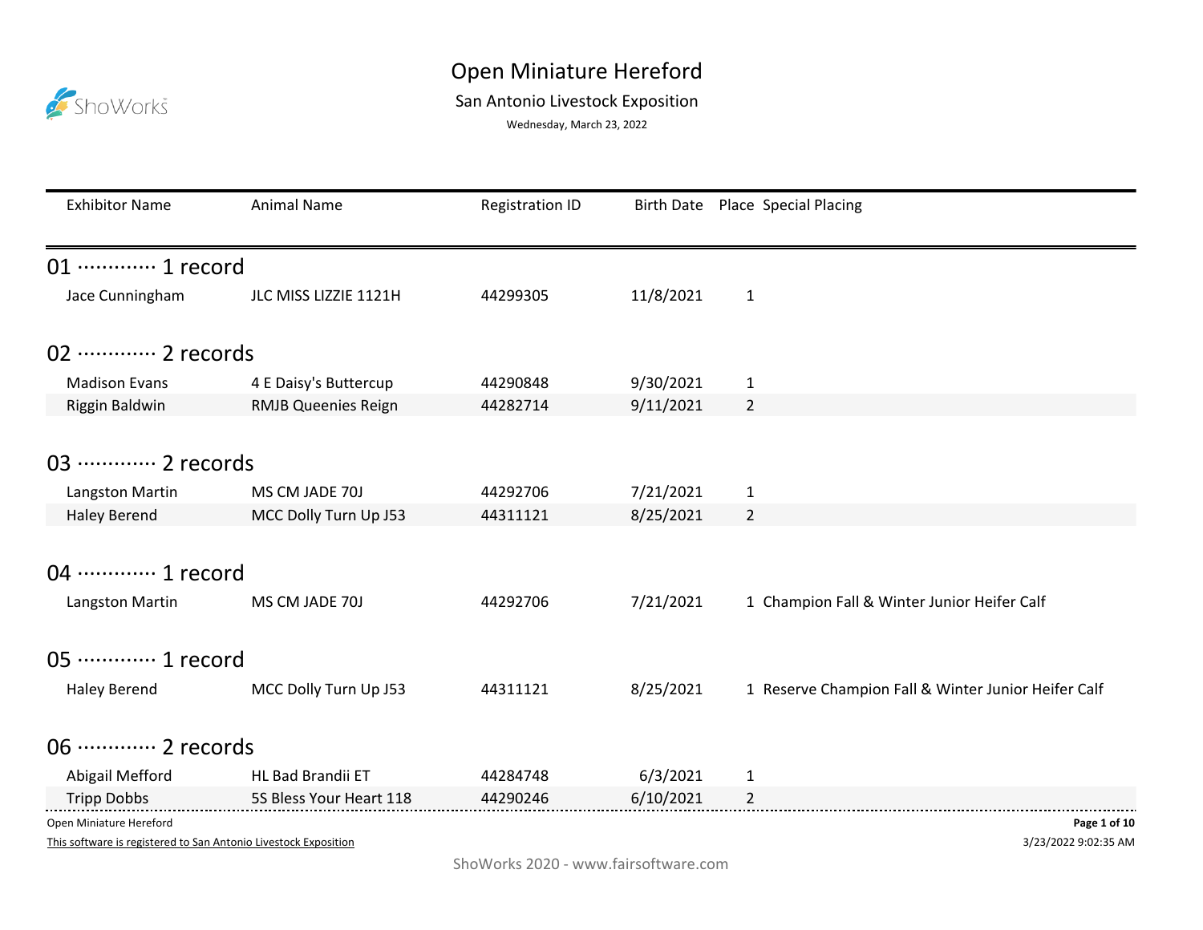# Open Miniature Hereford

## San Antonio Livestock Exposition

Wednesday, March 23, 2022

| Exhibitor Name | Animal Name | Registration ID | Birth Date | Place | Special Placing |
|---|---|---|---|---|---|
| **01 ············ 1 record** | | | | | |
| Jace Cunningham | JLC MISS LIZZIE 1121H | 44299305 | 11/8/2021 | 1 | |
| **02 ············ 2 records** | | | | | |
| Madison Evans | 4 E Daisy's Buttercup | 44290848 | 9/30/2021 | 1 | |
| Riggin Baldwin | RMJB Queenies Reign | 44282714 | 9/11/2021 | 2 | |
| **03 ············ 2 records** | | | | | |
| Langston Martin | MS CM JADE 70J | 44292706 | 7/21/2021 | 1 | |
| Haley Berend | MCC Dolly Turn Up J53 | 44311121 | 8/25/2021 | 2 | |
| **04 ············ 1 record** | | | | | |
| Langston Martin | MS CM JADE 70J | 44292706 | 7/21/2021 | 1 | Champion Fall & Winter Junior Heifer Calf |
| **05 ············ 1 record** | | | | | |
| Haley Berend | MCC Dolly Turn Up J53 | 44311121 | 8/25/2021 | 1 | Reserve Champion Fall & Winter Junior Heifer Calf |
| **06 ············ 2 records** | | | | | |
| Abigail Mefford | HL Bad Brandii ET | 44284748 | 6/3/2021 | 1 | |
| Tripp Dobbs | 5S Bless Your Heart 118 | 44290246 | 6/10/2021 | 2 | |

Open Miniature Hereford

This software is registered to San Antonio Livestock Exposition

3/23/2022 9:02:35 AM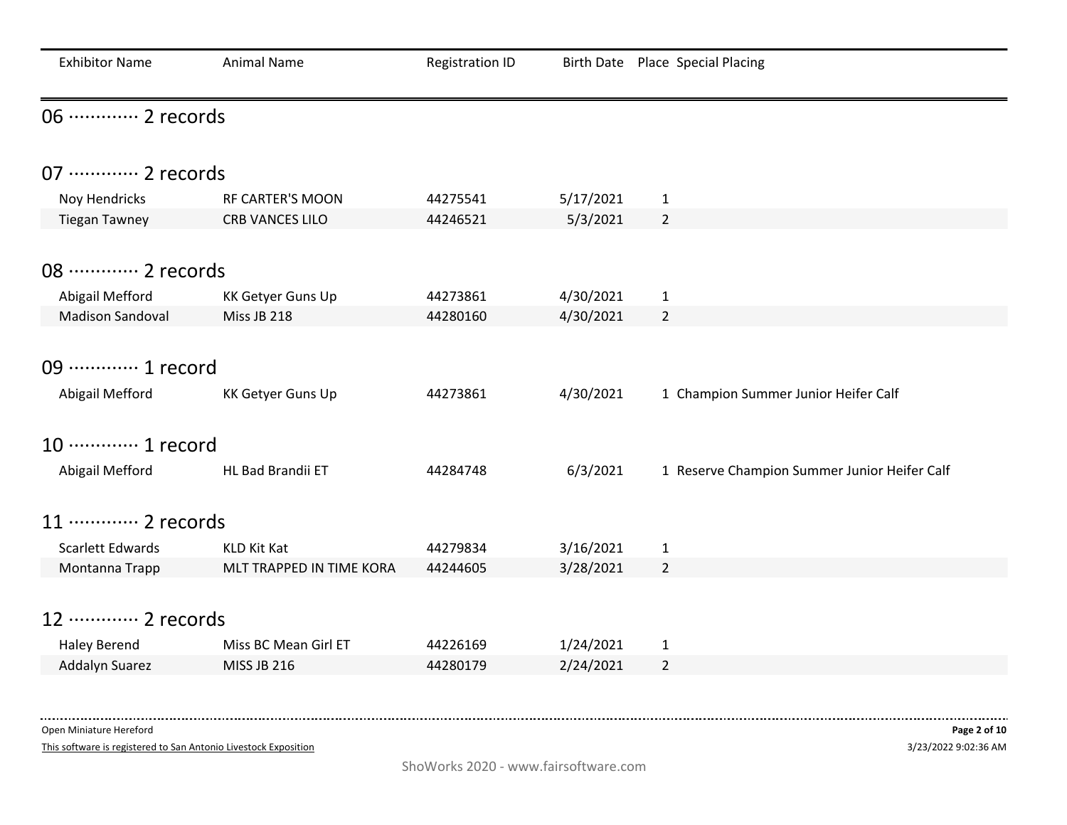| Exhibitor Name | Animal Name | Registration ID | Birth Date | Place | Special Placing |
|---|---|---|---|---|---|

## 06 ············ 2 records

## 07 ············ 2 records

| Exhibitor Name | Animal Name | Registration ID | Birth Date | Place | Special Placing |
|---|---|---|---|---|---|
| Noy Hendricks | RF CARTER'S MOON | 44275541 | 5/17/2021 | 1 | |
| Tiegan Tawney | CRB VANCES LILO | 44246521 | 5/3/2021 | 2 | |

## 08 ············ 2 records

| Exhibitor Name | Animal Name | Registration ID | Birth Date | Place | Special Placing |
|---|---|---|---|---|---|
| Abigail Mefford | KK Getyer Guns Up | 44273861 | 4/30/2021 | 1 | |
| Madison Sandoval | Miss JB 218 | 44280160 | 4/30/2021 | 2 | |

## 09 ············ 1 record

| Exhibitor Name | Animal Name | Registration ID | Birth Date | Place | Special Placing |
|---|---|---|---|---|---|
| Abigail Mefford | KK Getyer Guns Up | 44273861 | 4/30/2021 | 1 | Champion Summer Junior Heifer Calf |

## 10 ············ 1 record

| Exhibitor Name | Animal Name | Registration ID | Birth Date | Place | Special Placing |
|---|---|---|---|---|---|
| Abigail Mefford | HL Bad Brandii ET | 44284748 | 6/3/2021 | 1 | Reserve Champion Summer Junior Heifer Calf |

## 11 ············ 2 records

| Exhibitor Name | Animal Name | Registration ID | Birth Date | Place | Special Placing |
|---|---|---|---|---|---|
| Scarlett Edwards | KLD Kit Kat | 44279834 | 3/16/2021 | 1 | |
| Montanna Trapp | MLT TRAPPED IN TIME KORA | 44244605 | 3/28/2021 | 2 | |

## 12 ············ 2 records

| Exhibitor Name | Animal Name | Registration ID | Birth Date | Place | Special Placing |
|---|---|---|---|---|---|
| Haley Berend | Miss BC Mean Girl ET | 44226169 | 1/24/2021 | 1 | |
| Addalyn Suarez | MISS JB 216 | 44280179 | 2/24/2021 | 2 | |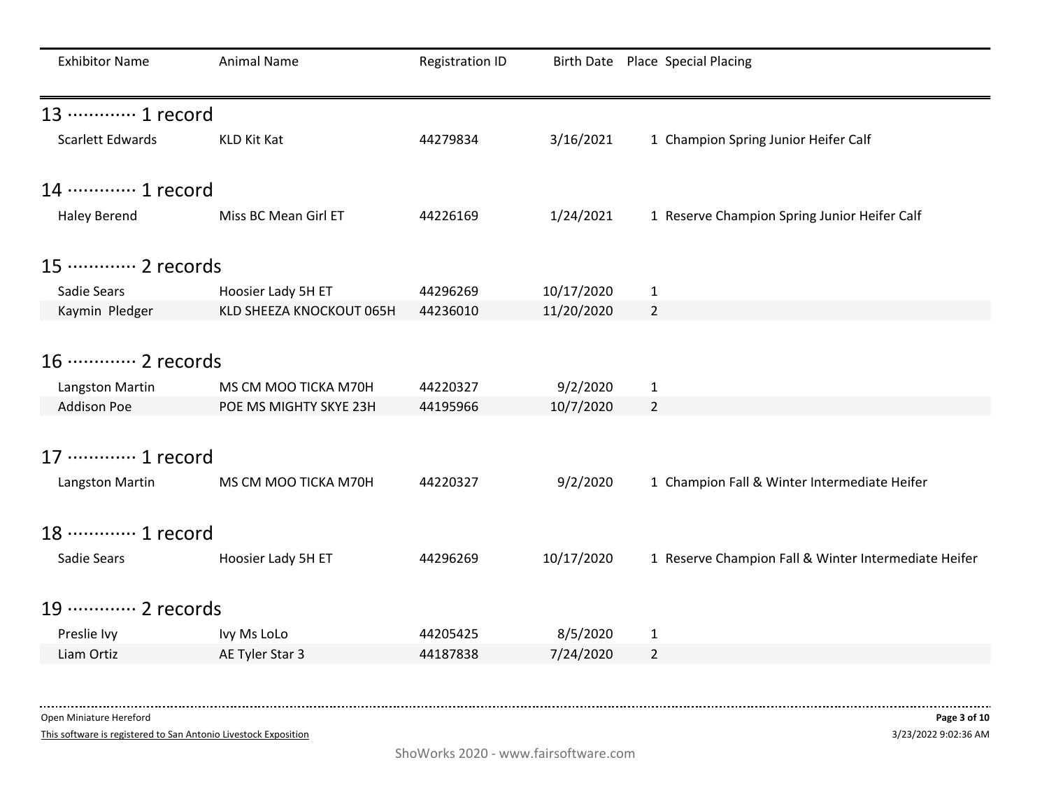| Exhibitor Name | Animal Name | Registration ID | Birth Date | Place | Special Placing |
|---|---|---|---|---|---|

## 13 ············· 1 record

| Exhibitor Name | Animal Name | Registration ID | Birth Date | Place | Special Placing |
|---|---|---|---|---|---|
| Scarlett Edwards | KLD Kit Kat | 44279834 | 3/16/2021 | 1 | Champion Spring Junior Heifer Calf |

## 14 ············· 1 record

| Exhibitor Name | Animal Name | Registration ID | Birth Date | Place | Special Placing |
|---|---|---|---|---|---|
| Haley Berend | Miss BC Mean Girl ET | 44226169 | 1/24/2021 | 1 | Reserve Champion Spring Junior Heifer Calf |

## 15 ············· 2 records

| Exhibitor Name | Animal Name | Registration ID | Birth Date | Place | Special Placing |
|---|---|---|---|---|---|
| Sadie Sears | Hoosier Lady 5H ET | 44296269 | 10/17/2020 | 1 | |
| Kaymin Pledger | KLD SHEEZA KNOCKOUT 065H | 44236010 | 11/20/2020 | 2 | |

## 16 ············· 2 records

| Exhibitor Name | Animal Name | Registration ID | Birth Date | Place | Special Placing |
|---|---|---|---|---|---|
| Langston Martin | MS CM MOO TICKA M70H | 44220327 | 9/2/2020 | 1 | |
| Addison Poe | POE MS MIGHTY SKYE 23H | 44195966 | 10/7/2020 | 2 | |

## 17 ············· 1 record

| Exhibitor Name | Animal Name | Registration ID | Birth Date | Place | Special Placing |
|---|---|---|---|---|---|
| Langston Martin | MS CM MOO TICKA M70H | 44220327 | 9/2/2020 | 1 | Champion Fall & Winter Intermediate Heifer |

## 18 ············· 1 record

| Exhibitor Name | Animal Name | Registration ID | Birth Date | Place | Special Placing |
|---|---|---|---|---|---|
| Sadie Sears | Hoosier Lady 5H ET | 44296269 | 10/17/2020 | 1 | Reserve Champion Fall & Winter Intermediate Heifer |

## 19 ············· 2 records

| Exhibitor Name | Animal Name | Registration ID | Birth Date | Place | Special Placing |
|---|---|---|---|---|---|
| Preslie Ivy | Ivy Ms LoLo | 44205425 | 8/5/2020 | 1 | |
| Liam Ortiz | AE Tyler Star 3 | 44187838 | 7/24/2020 | 2 | |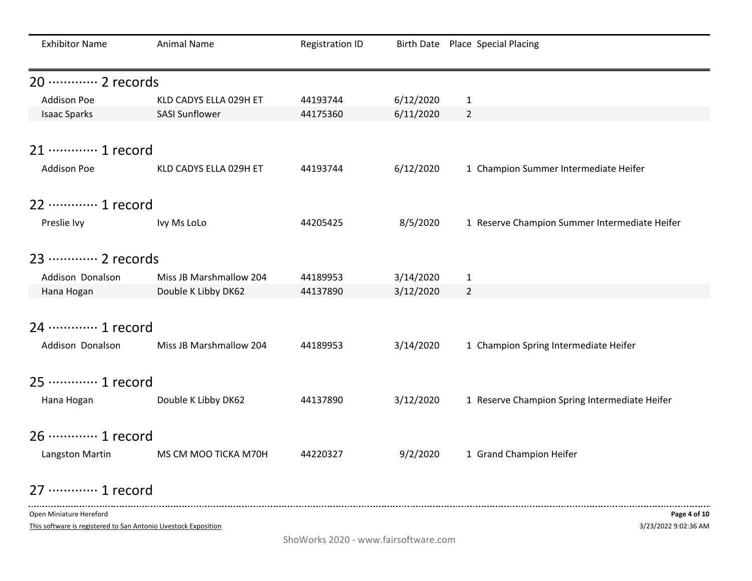| Exhibitor Name | Animal Name | Registration ID | Birth Date | Place | Special Placing |
|---|---|---|---|---|---|

## 20 ············· 2 records

| Exhibitor Name | Animal Name | Registration ID | Birth Date | Place | Special Placing |
|---|---|---|---|---|---|
| Addison Poe | KLD CADYS ELLA 029H ET | 44193744 | 6/12/2020 | 1 | |
| Isaac Sparks | SASI Sunflower | 44175360 | 6/11/2020 | 2 | |

## 21 ············· 1 record

| Exhibitor Name | Animal Name | Registration ID | Birth Date | Place | Special Placing |
|---|---|---|---|---|---|
| Addison Poe | KLD CADYS ELLA 029H ET | 44193744 | 6/12/2020 | 1 | Champion Summer Intermediate Heifer |

## 22 ············· 1 record

| Exhibitor Name | Animal Name | Registration ID | Birth Date | Place | Special Placing |
|---|---|---|---|---|---|
| Preslie Ivy | Ivy Ms LoLo | 44205425 | 8/5/2020 | 1 | Reserve Champion Summer Intermediate Heifer |

## 23 ············· 2 records

| Exhibitor Name | Animal Name | Registration ID | Birth Date | Place | Special Placing |
|---|---|---|---|---|---|
| Addison Donalson | Miss JB Marshmallow 204 | 44189953 | 3/14/2020 | 1 | |
| Hana Hogan | Double K Libby DK62 | 44137890 | 3/12/2020 | 2 | |

## 24 ············· 1 record

| Exhibitor Name | Animal Name | Registration ID | Birth Date | Place | Special Placing |
|---|---|---|---|---|---|
| Addison Donalson | Miss JB Marshmallow 204 | 44189953 | 3/14/2020 | 1 | Champion Spring Intermediate Heifer |

## 25 ············· 1 record

| Exhibitor Name | Animal Name | Registration ID | Birth Date | Place | Special Placing |
|---|---|---|---|---|---|
| Hana Hogan | Double K Libby DK62 | 44137890 | 3/12/2020 | 1 | Reserve Champion Spring Intermediate Heifer |

## 26 ············· 1 record

| Exhibitor Name | Animal Name | Registration ID | Birth Date | Place | Special Placing |
|---|---|---|---|---|---|
| Langston Martin | MS CM MOO TICKA M70H | 44220327 | 9/2/2020 | 1 | Grand Champion Heifer |

## 27 ············· 1 record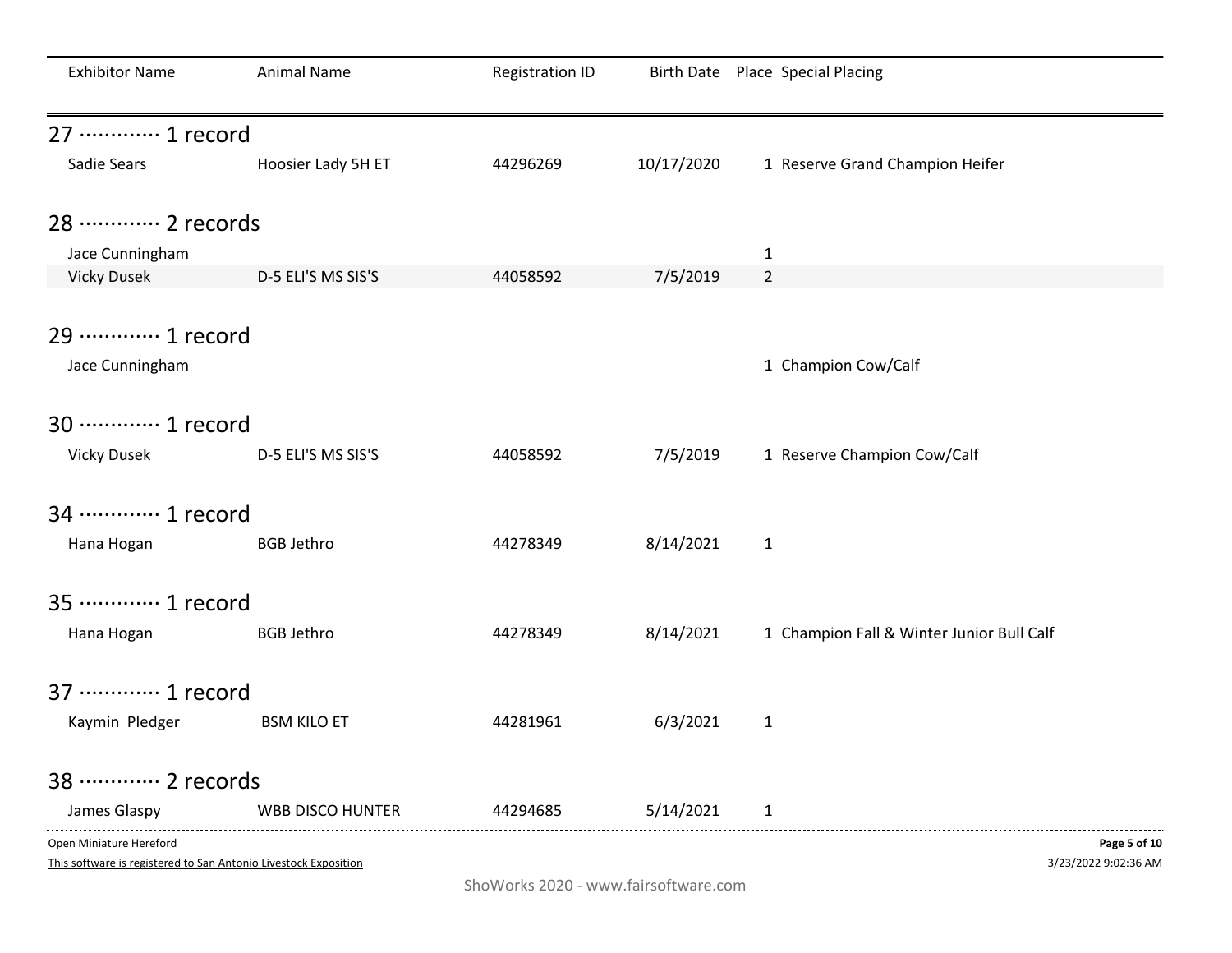| Exhibitor Name | Animal Name | Registration ID | Birth Date | Place | Special Placing |
|---|---|---|---|---|---|

## 27 ············ 1 record

| Exhibitor Name | Animal Name | Registration ID | Birth Date | Place | Special Placing |
|---|---|---|---|---|---|
| Sadie Sears | Hoosier Lady 5H ET | 44296269 | 10/17/2020 | 1 | Reserve Grand Champion Heifer |

## 28 ············ 2 records

| Exhibitor Name | Animal Name | Registration ID | Birth Date | Place | Special Placing |
|---|---|---|---|---|---|
| Jace Cunningham | | | | 1 | |
| Vicky Dusek | D-5 ELI'S MS SIS'S | 44058592 | 7/5/2019 | 2 | |

## 29 ············ 1 record

| Exhibitor Name | Animal Name | Registration ID | Birth Date | Place | Special Placing |
|---|---|---|---|---|---|
| Jace Cunningham | | | | 1 | Champion Cow/Calf |

## 30 ············ 1 record

| Exhibitor Name | Animal Name | Registration ID | Birth Date | Place | Special Placing |
|---|---|---|---|---|---|
| Vicky Dusek | D-5 ELI'S MS SIS'S | 44058592 | 7/5/2019 | 1 | Reserve Champion Cow/Calf |

## 34 ············ 1 record

| Exhibitor Name | Animal Name | Registration ID | Birth Date | Place | Special Placing |
|---|---|---|---|---|---|
| Hana Hogan | BGB Jethro | 44278349 | 8/14/2021 | 1 | |

## 35 ············ 1 record

| Exhibitor Name | Animal Name | Registration ID | Birth Date | Place | Special Placing |
|---|---|---|---|---|---|
| Hana Hogan | BGB Jethro | 44278349 | 8/14/2021 | 1 | Champion Fall & Winter Junior Bull Calf |

## 37 ············ 1 record

| Exhibitor Name | Animal Name | Registration ID | Birth Date | Place | Special Placing |
|---|---|---|---|---|---|
| Kaymin Pledger | BSM KILO ET | 44281961 | 6/3/2021 | 1 | |

## 38 ············ 2 records

| Exhibitor Name | Animal Name | Registration ID | Birth Date | Place | Special Placing |
|---|---|---|---|---|---|
| James Glaspy | WBB DISCO HUNTER | 44294685 | 5/14/2021 | 1 | |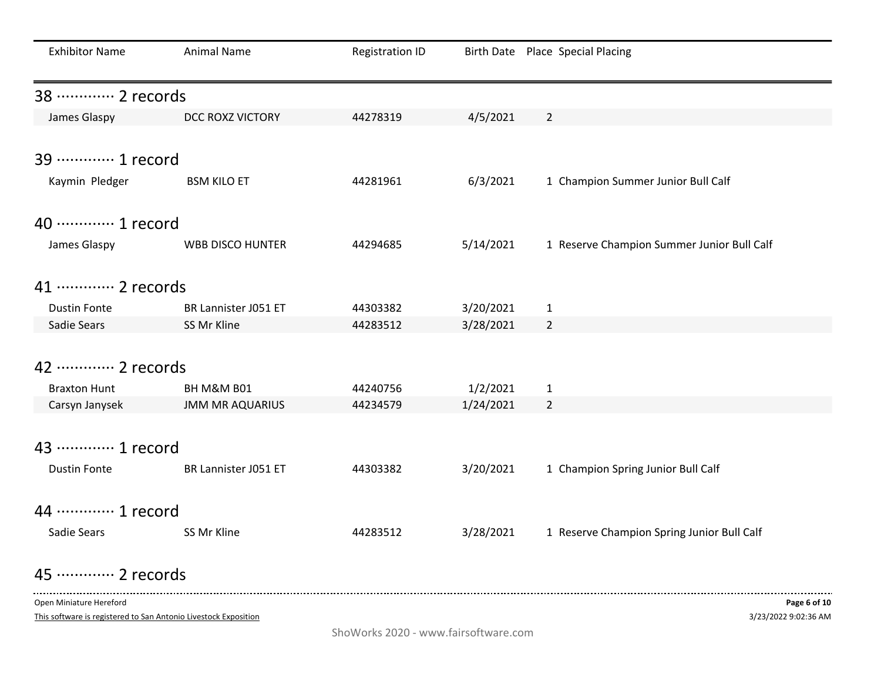| Exhibitor Name | Animal Name | Registration ID | Birth Date | Place | Special Placing |
|---|---|---|---|---|---|

## 38 ············· 2 records

| Exhibitor Name | Animal Name | Registration ID | Birth Date | Place | Special Placing |
|---|---|---|---|---|---|
| James Glaspy | DCC ROXZ VICTORY | 44278319 | 4/5/2021 | 2 | |

## 39 ············· 1 record

| Exhibitor Name | Animal Name | Registration ID | Birth Date | Place | Special Placing |
|---|---|---|---|---|---|
| Kaymin Pledger | BSM KILO ET | 44281961 | 6/3/2021 | 1 | Champion Summer Junior Bull Calf |

## 40 ············· 1 record

| Exhibitor Name | Animal Name | Registration ID | Birth Date | Place | Special Placing |
|---|---|---|---|---|---|
| James Glaspy | WBB DISCO HUNTER | 44294685 | 5/14/2021 | 1 | Reserve Champion Summer Junior Bull Calf |

## 41 ············· 2 records

| Exhibitor Name | Animal Name | Registration ID | Birth Date | Place | Special Placing |
|---|---|---|---|---|---|
| Dustin Fonte | BR Lannister J051 ET | 44303382 | 3/20/2021 | 1 | |
| Sadie Sears | SS Mr Kline | 44283512 | 3/28/2021 | 2 | |

## 42 ············· 2 records

| Exhibitor Name | Animal Name | Registration ID | Birth Date | Place | Special Placing |
|---|---|---|---|---|---|
| Braxton Hunt | BH M&M B01 | 44240756 | 1/2/2021 | 1 | |
| Carsyn Janysek | JMM MR AQUARIUS | 44234579 | 1/24/2021 | 2 | |

## 43 ············· 1 record

| Exhibitor Name | Animal Name | Registration ID | Birth Date | Place | Special Placing |
|---|---|---|---|---|---|
| Dustin Fonte | BR Lannister J051 ET | 44303382 | 3/20/2021 | 1 | Champion Spring Junior Bull Calf |

## 44 ············· 1 record

| Exhibitor Name | Animal Name | Registration ID | Birth Date | Place | Special Placing |
|---|---|---|---|---|---|
| Sadie Sears | SS Mr Kline | 44283512 | 3/28/2021 | 1 | Reserve Champion Spring Junior Bull Calf |

## 45 ············· 2 records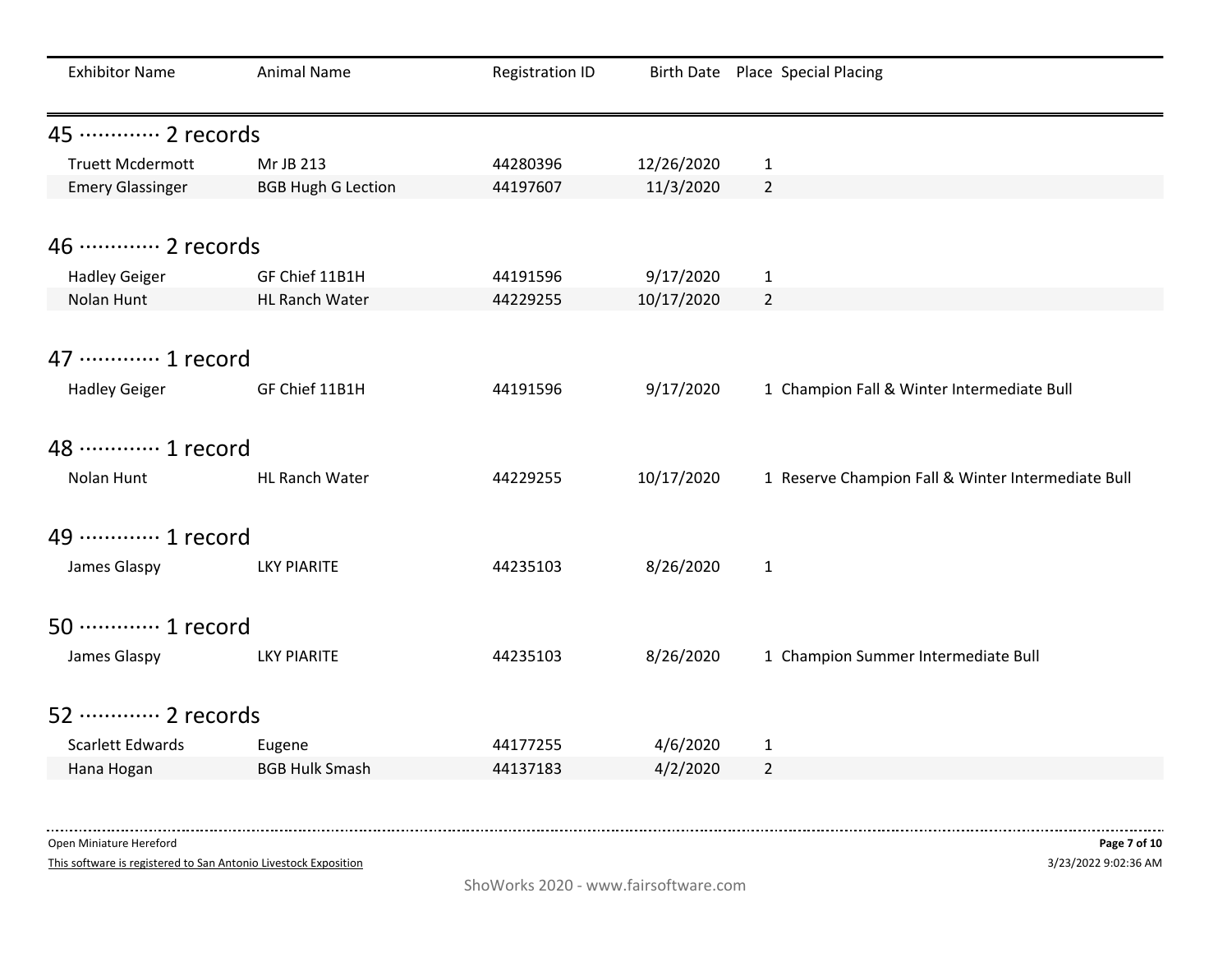| Exhibitor Name | Animal Name | Registration ID | Birth Date | Place | Special Placing |
|---|---|---|---|---|---|

## 45 ············· 2 records

| Exhibitor Name | Animal Name | Registration ID | Birth Date | Place | Special Placing |
|---|---|---|---|---|---|
| Truett Mcdermott | Mr JB 213 | 44280396 | 12/26/2020 | 1 | |
| Emery Glassinger | BGB Hugh G Lection | 44197607 | 11/3/2020 | 2 | |

## 46 ············· 2 records

| Exhibitor Name | Animal Name | Registration ID | Birth Date | Place | Special Placing |
|---|---|---|---|---|---|
| Hadley Geiger | GF Chief 11B1H | 44191596 | 9/17/2020 | 1 | |
| Nolan Hunt | HL Ranch Water | 44229255 | 10/17/2020 | 2 | |

## 47 ············· 1 record

| Exhibitor Name | Animal Name | Registration ID | Birth Date | Place | Special Placing |
|---|---|---|---|---|---|
| Hadley Geiger | GF Chief 11B1H | 44191596 | 9/17/2020 | 1 | Champion Fall & Winter Intermediate Bull |

## 48 ············· 1 record

| Exhibitor Name | Animal Name | Registration ID | Birth Date | Place | Special Placing |
|---|---|---|---|---|---|
| Nolan Hunt | HL Ranch Water | 44229255 | 10/17/2020 | 1 | Reserve Champion Fall & Winter Intermediate Bull |

## 49 ············· 1 record

| Exhibitor Name | Animal Name | Registration ID | Birth Date | Place | Special Placing |
|---|---|---|---|---|---|
| James Glaspy | LKY PIARITE | 44235103 | 8/26/2020 | 1 | |

## 50 ············· 1 record

| Exhibitor Name | Animal Name | Registration ID | Birth Date | Place | Special Placing |
|---|---|---|---|---|---|
| James Glaspy | LKY PIARITE | 44235103 | 8/26/2020 | 1 | Champion Summer Intermediate Bull |

## 52 ············· 2 records

| Exhibitor Name | Animal Name | Registration ID | Birth Date | Place | Special Placing |
|---|---|---|---|---|---|
| Scarlett Edwards | Eugene | 44177255 | 4/6/2020 | 1 | |
| Hana Hogan | BGB Hulk Smash | 44137183 | 4/2/2020 | 2 | |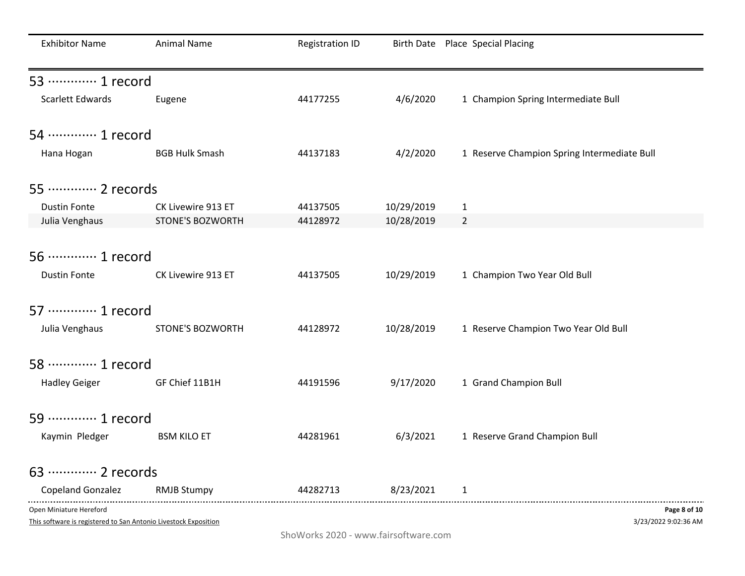| Exhibitor Name | Animal Name | Registration ID | Birth Date | Place | Special Placing |
|---|---|---|---|---|---|

## 53 ············· 1 record

| Exhibitor Name | Animal Name | Registration ID | Birth Date | Place | Special Placing |
|---|---|---|---|---|---|
| Scarlett Edwards | Eugene | 44177255 | 4/6/2020 | 1 | Champion Spring Intermediate Bull |

## 54 ············· 1 record

| Exhibitor Name | Animal Name | Registration ID | Birth Date | Place | Special Placing |
|---|---|---|---|---|---|
| Hana Hogan | BGB Hulk Smash | 44137183 | 4/2/2020 | 1 | Reserve Champion Spring Intermediate Bull |

## 55 ············· 2 records

| Exhibitor Name | Animal Name | Registration ID | Birth Date | Place | Special Placing |
|---|---|---|---|---|---|
| Dustin Fonte | CK Livewire 913 ET | 44137505 | 10/29/2019 | 1 | |
| Julia Venghaus | STONE'S BOZWORTH | 44128972 | 10/28/2019 | 2 | |

## 56 ············· 1 record

| Exhibitor Name | Animal Name | Registration ID | Birth Date | Place | Special Placing |
|---|---|---|---|---|---|
| Dustin Fonte | CK Livewire 913 ET | 44137505 | 10/29/2019 | 1 | Champion Two Year Old Bull |

## 57 ············· 1 record

| Exhibitor Name | Animal Name | Registration ID | Birth Date | Place | Special Placing |
|---|---|---|---|---|---|
| Julia Venghaus | STONE'S BOZWORTH | 44128972 | 10/28/2019 | 1 | Reserve Champion Two Year Old Bull |

## 58 ············· 1 record

| Exhibitor Name | Animal Name | Registration ID | Birth Date | Place | Special Placing |
|---|---|---|---|---|---|
| Hadley Geiger | GF Chief 11B1H | 44191596 | 9/17/2020 | 1 | Grand Champion Bull |

## 59 ············· 1 record

| Exhibitor Name | Animal Name | Registration ID | Birth Date | Place | Special Placing |
|---|---|---|---|---|---|
| Kaymin Pledger | BSM KILO ET | 44281961 | 6/3/2021 | 1 | Reserve Grand Champion Bull |

## 63 ············· 2 records

| Exhibitor Name | Animal Name | Registration ID | Birth Date | Place | Special Placing |
|---|---|---|---|---|---|
| Copeland Gonzalez | RMJB Stumpy | 44282713 | 8/23/2021 | 1 | |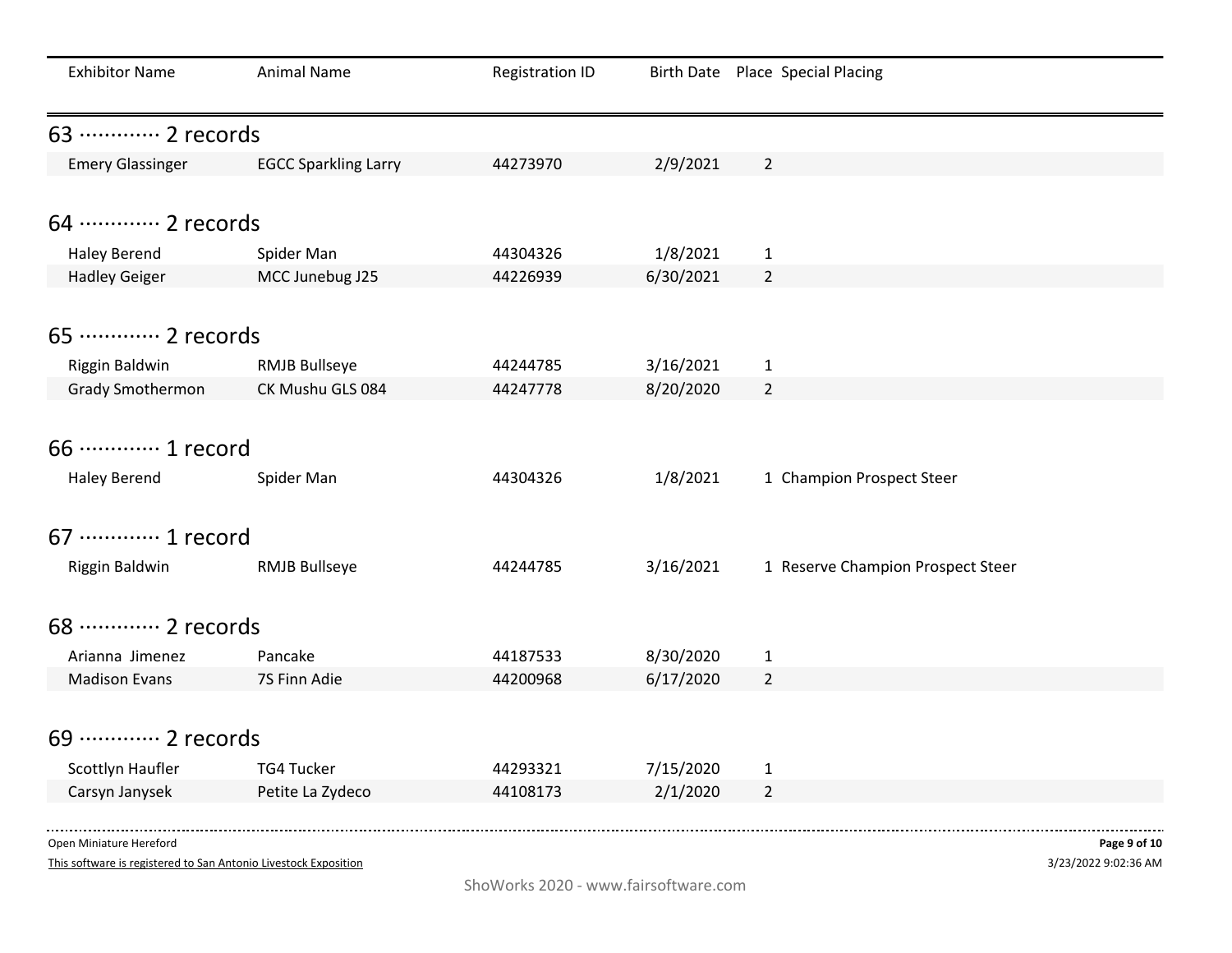| Exhibitor Name | Animal Name | Registration ID | Birth Date | Place | Special Placing |
|---|---|---|---|---|---|

## 63 ············· 2 records

| Exhibitor Name | Animal Name | Registration ID | Birth Date | Place | Special Placing |
|---|---|---|---|---|---|
| Emery Glassinger | EGCC Sparkling Larry | 44273970 | 2/9/2021 | 2 | |

## 64 ············· 2 records

| Exhibitor Name | Animal Name | Registration ID | Birth Date | Place | Special Placing |
|---|---|---|---|---|---|
| Haley Berend | Spider Man | 44304326 | 1/8/2021 | 1 | |
| Hadley Geiger | MCC Junebug J25 | 44226939 | 6/30/2021 | 2 | |

## 65 ············· 2 records

| Exhibitor Name | Animal Name | Registration ID | Birth Date | Place | Special Placing |
|---|---|---|---|---|---|
| Riggin Baldwin | RMJB Bullseye | 44244785 | 3/16/2021 | 1 | |
| Grady Smothermon | CK Mushu GLS 084 | 44247778 | 8/20/2020 | 2 | |

## 66 ············· 1 record

| Exhibitor Name | Animal Name | Registration ID | Birth Date | Place | Special Placing |
|---|---|---|---|---|---|
| Haley Berend | Spider Man | 44304326 | 1/8/2021 | 1 | Champion Prospect Steer |

## 67 ············· 1 record

| Exhibitor Name | Animal Name | Registration ID | Birth Date | Place | Special Placing |
|---|---|---|---|---|---|
| Riggin Baldwin | RMJB Bullseye | 44244785 | 3/16/2021 | 1 | Reserve Champion Prospect Steer |

## 68 ············· 2 records

| Exhibitor Name | Animal Name | Registration ID | Birth Date | Place | Special Placing |
|---|---|---|---|---|---|
| Arianna Jimenez | Pancake | 44187533 | 8/30/2020 | 1 | |
| Madison Evans | 7S Finn Adie | 44200968 | 6/17/2020 | 2 | |

## 69 ············· 2 records

| Exhibitor Name | Animal Name | Registration ID | Birth Date | Place | Special Placing |
|---|---|---|---|---|---|
| Scottlyn Haufler | TG4 Tucker | 44293321 | 7/15/2020 | 1 | |
| Carsyn Janysek | Petite La Zydeco | 44108173 | 2/1/2020 | 2 | |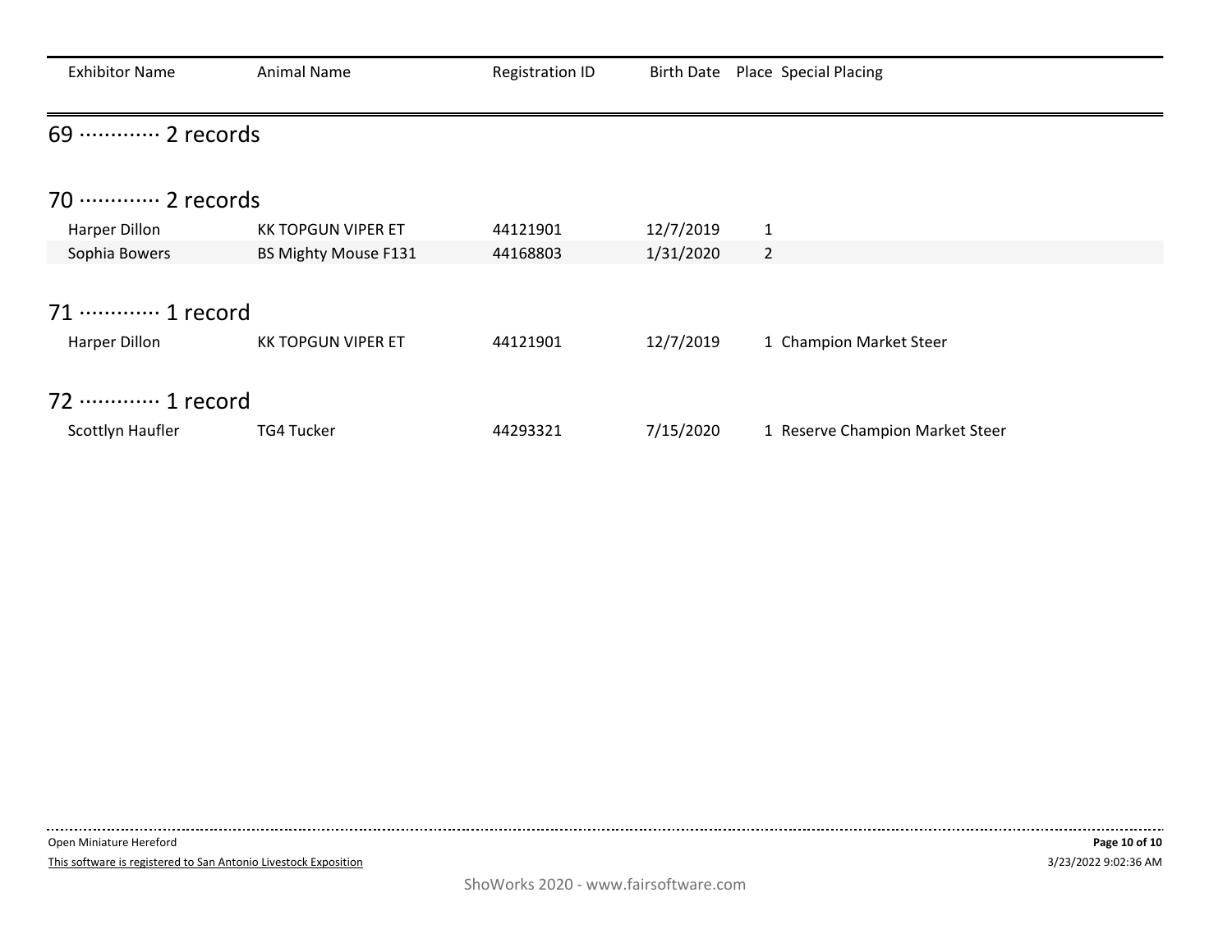| Exhibitor Name | Animal Name | Registration ID | Birth Date | Place | Special Placing |
|---|---|---|---|---|---|

## 69 ············· 2 records

## 70 ············· 2 records

| Exhibitor Name | Animal Name | Registration ID | Birth Date | Place | Special Placing |
|---|---|---|---|---|---|
| Harper Dillon | KK TOPGUN VIPER ET | 44121901 | 12/7/2019 | 1 | |
| Sophia Bowers | BS Mighty Mouse F131 | 44168803 | 1/31/2020 | 2 | |

## 71 ············· 1 record

| Exhibitor Name | Animal Name | Registration ID | Birth Date | Place | Special Placing |
|---|---|---|---|---|---|
| Harper Dillon | KK TOPGUN VIPER ET | 44121901 | 12/7/2019 | 1 | Champion Market Steer |

## 72 ············· 1 record

| Exhibitor Name | Animal Name | Registration ID | Birth Date | Place | Special Placing |
|---|---|---|---|---|---|
| Scottlyn Haufler | TG4 Tucker | 44293321 | 7/15/2020 | 1 | Reserve Champion Market Steer |